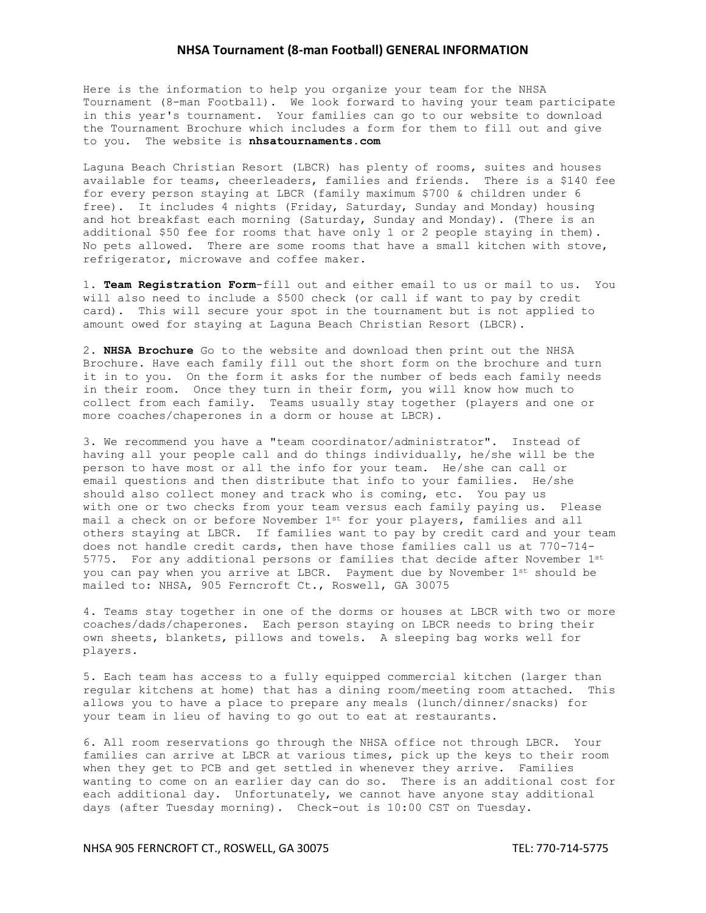# NHSA Tournament (8-man Football) GENERAL INFORMATION

Here is the information to help you organize your team for the NHSA Tournament (8-man Football). We look forward to having your team participate in this year's tournament. Your families can go to our website to download the Tournament Brochure which includes a form for them to fill out and give to you. The website is **nhsatournaments.com**

Laguna Beach Christian Resort (LBCR) has plenty of rooms, suites and houses available for teams, cheerleaders, families and friends. There is a $140 fee for every person staying at LBCR (family maximum $700 & children under 6 free). It includes 4 nights (Friday, Saturday, Sunday and Monday) housing and hot breakfast each morning (Saturday, Sunday and Monday). (There is an additional $50 fee for rooms that have only 1 or 2 people staying in them). No pets allowed. There are some rooms that have a small kitchen with stove, refrigerator, microwave and coffee maker.

1. **Team Registration Form**-fill out and either email to us or mail to us. You will also need to include a $500 check (or call if want to pay by credit card). This will secure your spot in the tournament but is not applied to amount owed for staying at Laguna Beach Christian Resort (LBCR).

2. **NHSA Brochure** Go to the website and download then print out the NHSA Brochure. Have each family fill out the short form on the brochure and turn it in to you. On the form it asks for the number of beds each family needs in their room. Once they turn in their form, you will know how much to collect from each family. Teams usually stay together (players and one or more coaches/chaperones in a dorm or house at LBCR).

3. We recommend you have a "team coordinator/administrator". Instead of having all your people call and do things individually, he/she will be the person to have most or all the info for your team. He/she can call or email questions and then distribute that info to your families. He/she should also collect money and track who is coming, etc. You pay us with one or two checks from your team versus each family paying us. Please mail a check on or before November 1st for your players, families and all others staying at LBCR. If families want to pay by credit card and your team does not handle credit cards, then have those families call us at 770-714-5775. For any additional persons or families that decide after November 1st you can pay when you arrive at LBCR. Payment due by November 1st should be mailed to: NHSA, 905 Ferncroft Ct., Roswell, GA 30075

4. Teams stay together in one of the dorms or houses at LBCR with two or more coaches/dads/chaperones. Each person staying on LBCR needs to bring their own sheets, blankets, pillows and towels. A sleeping bag works well for players.

5. Each team has access to a fully equipped commercial kitchen (larger than regular kitchens at home) that has a dining room/meeting room attached. This allows you to have a place to prepare any meals (lunch/dinner/snacks) for your team in lieu of having to go out to eat at restaurants.

6. All room reservations go through the NHSA office not through LBCR. Your families can arrive at LBCR at various times, pick up the keys to their room when they get to PCB and get settled in whenever they arrive. Families wanting to come on an earlier day can do so. There is an additional cost for each additional day. Unfortunately, we cannot have anyone stay additional days (after Tuesday morning). Check-out is 10:00 CST on Tuesday.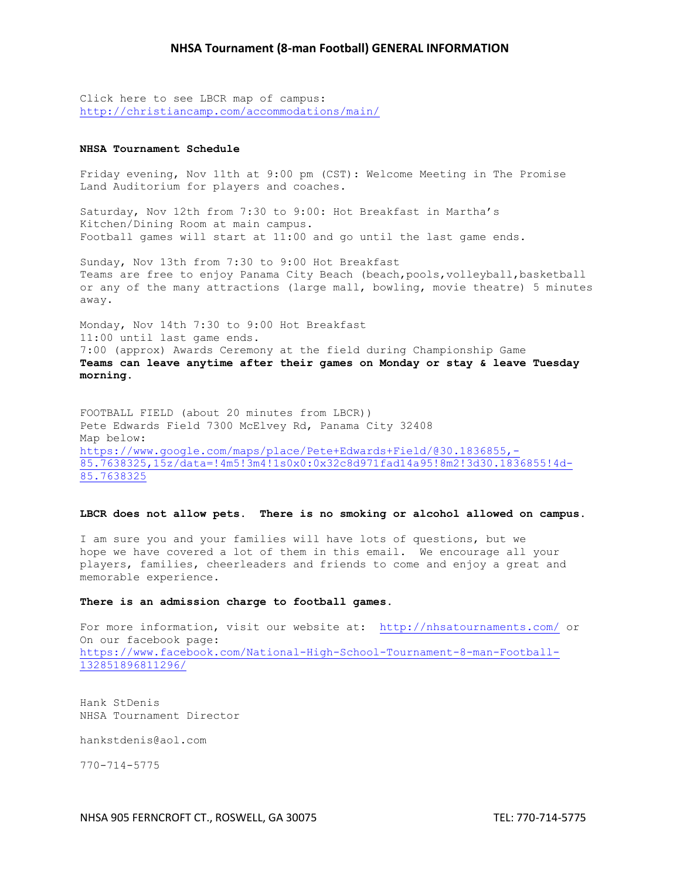# NHSA Tournament (8-man Football) GENERAL INFORMATION

Click here to see LBCR map of campus:
http://christiancamp.com/accommodations/main/

**NHSA Tournament Schedule**

Friday evening, Nov 11th at 9:00 pm (CST): Welcome Meeting in The Promise Land Auditorium for players and coaches.

Saturday, Nov 12th from 7:30 to 9:00: Hot Breakfast in Martha's Kitchen/Dining Room at main campus.
Football games will start at 11:00 and go until the last game ends.

Sunday, Nov 13th from 7:30 to 9:00 Hot Breakfast
Teams are free to enjoy Panama City Beach (beach,pools,volleyball,basketball or any of the many attractions (large mall, bowling, movie theatre) 5 minutes away.

Monday, Nov 14th 7:30 to 9:00 Hot Breakfast
11:00 until last game ends.
7:00 (approx) Awards Ceremony at the field during Championship Game
**Teams can leave anytime after their games on Monday or stay & leave Tuesday morning.**

FOOTBALL FIELD (about 20 minutes from LBCR))
Pete Edwards Field 7300 McElvey Rd, Panama City 32408
Map below:
https://www.google.com/maps/place/Pete+Edwards+Field/@30.1836855,-85.7638325,15z/data=!4m5!3m4!1s0x0:0x32c8d971fad14a95!8m2!3d30.1836855!4d-85.7638325

**LBCR does not allow pets. There is no smoking or alcohol allowed on campus.**

I am sure you and your families will have lots of questions, but we hope we have covered a lot of them in this email. We encourage all your players, families, cheerleaders and friends to come and enjoy a great and memorable experience.

**There is an admission charge to football games.**

For more information, visit our website at: http://nhsatournaments.com/ or On our facebook page:
https://www.facebook.com/National-High-School-Tournament-8-man-Football-132851896811296/

Hank StDenis
NHSA Tournament Director

hankstdenis@aol.com

770-714-5775

NHSA 905 FERNCROFT CT., ROSWELL, GA 30075 TEL: 770-714-5775